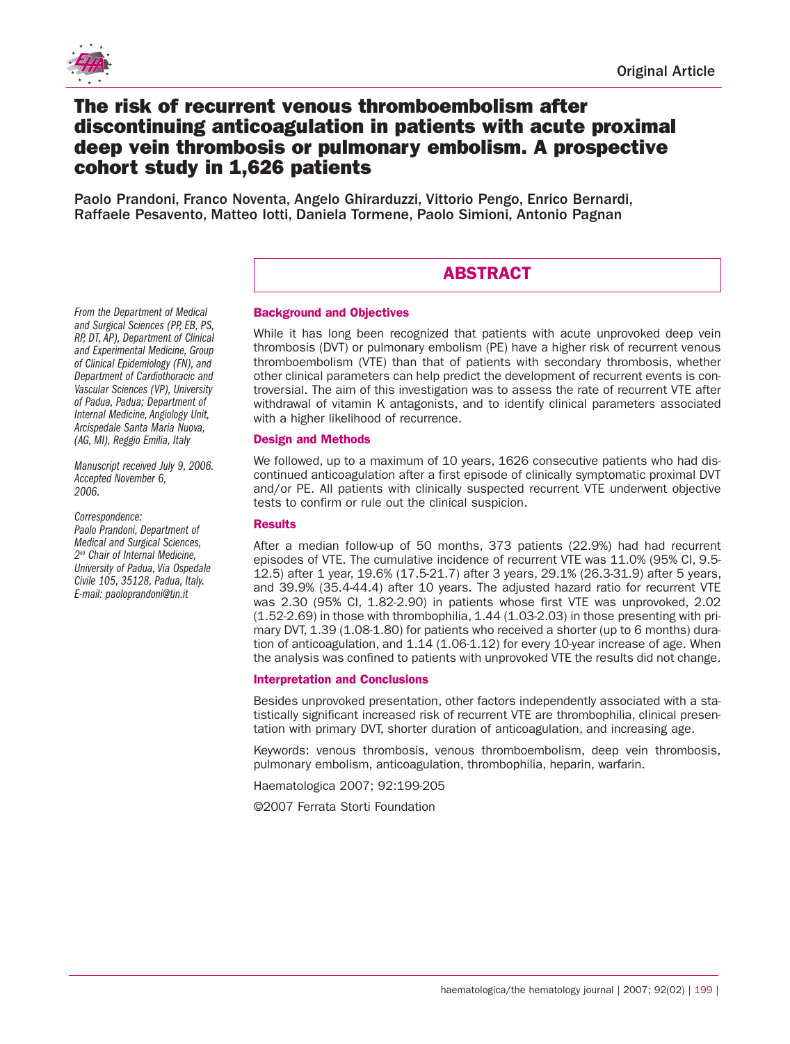Original Article

# The risk of recurrent venous thromboembolism after discontinuing anticoagulation in patients with acute proximal deep vein thrombosis or pulmonary embolism. A prospective cohort study in 1,626 patients

Paolo Prandoni, Franco Noventa, Angelo Ghirarduzzi, Vittorio Pengo, Enrico Bernardi, Raffaele Pesavento, Matteo Iotti, Daniela Tormene, Paolo Simioni, Antonio Pagnan

*From the Department of Medical and Surgical Sciences (PP, EB, PS, RP, DT, AP), Department of Clinical and Experimental Medicine, Group of Clinical Epidemiology (FN), and Department of Cardiothoracic and Vascular Sciences (VP), University of Padua, Padua; Department of Internal Medicine, Angiology Unit, Arcispedale Santa Maria Nuova, (AG, MI), Reggio Emilia, Italy*

*Manuscript received July 9, 2006. Accepted November 6, 2006.*

*Correspondence: Paolo Prandoni, Department of Medical and Surgical Sciences, 2nd Chair of Internal Medicine, University of Padua, Via Ospedale Civile 105, 35128, Padua, Italy. E-mail: paoloprandoni@tin.it*

## ABSTRACT

### Background and Objectives

While it has long been recognized that patients with acute unprovoked deep vein thrombosis (DVT) or pulmonary embolism (PE) have a higher risk of recurrent venous thromboembolism (VTE) than that of patients with secondary thrombosis, whether other clinical parameters can help predict the development of recurrent events is controversial. The aim of this investigation was to assess the rate of recurrent VTE after withdrawal of vitamin K antagonists, and to identify clinical parameters associated with a higher likelihood of recurrence.

### Design and Methods

We followed, up to a maximum of 10 years, 1626 consecutive patients who had discontinued anticoagulation after a first episode of clinically symptomatic proximal DVT and/or PE. All patients with clinically suspected recurrent VTE underwent objective tests to confirm or rule out the clinical suspicion.

### Results

After a median follow-up of 50 months, 373 patients (22.9%) had had recurrent episodes of VTE. The cumulative incidence of recurrent VTE was 11.0% (95% CI, 9.5-12.5) after 1 year, 19.6% (17.5-21.7) after 3 years, 29.1% (26.3-31.9) after 5 years, and 39.9% (35.4-44.4) after 10 years. The adjusted hazard ratio for recurrent VTE was 2.30 (95% CI, 1.82-2.90) in patients whose first VTE was unprovoked, 2.02 (1.52-2.69) in those with thrombophilia, 1.44 (1.03-2.03) in those presenting with primary DVT, 1.39 (1.08-1.80) for patients who received a shorter (up to 6 months) duration of anticoagulation, and 1.14 (1.06-1.12) for every 10-year increase of age. When the analysis was confined to patients with unprovoked VTE the results did not change.

### Interpretation and Conclusions

Besides unprovoked presentation, other factors independently associated with a statistically significant increased risk of recurrent VTE are thrombophilia, clinical presentation with primary DVT, shorter duration of anticoagulation, and increasing age.

Keywords: venous thrombosis, venous thromboembolism, deep vein thrombosis, pulmonary embolism, anticoagulation, thrombophilia, heparin, warfarin.

Haematologica 2007; 92:199-205

©2007 Ferrata Storti Foundation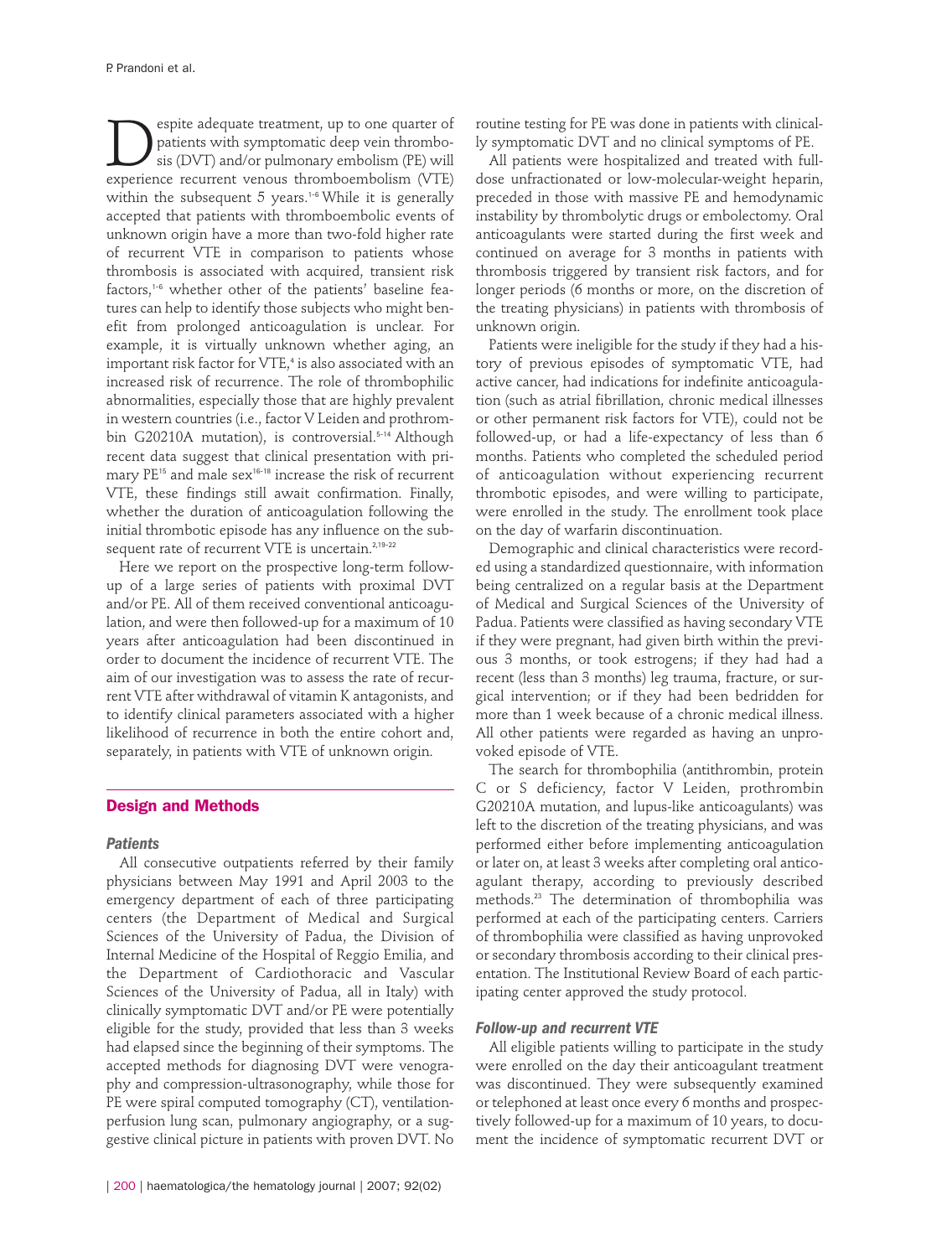Despite adequate treatment, up to one quarter of patients with symptomatic deep vein thrombosis (DVT) and/or pulmonary embolism (PE) will experience recurrent venous thromboembolism (VTE) within the subsequent 5 years.[1-6] While it is generally accepted that patients with thromboembolic events of unknown origin have a more than two-fold higher rate of recurrent VTE in comparison to patients whose thrombosis is associated with acquired, transient risk factors,[1-6] whether other of the patients' baseline features can help to identify those subjects who might benefit from prolonged anticoagulation is unclear. For example, it is virtually unknown whether aging, an important risk factor for VTE,[4] is also associated with an increased risk of recurrence. The role of thrombophilic abnormalities, especially those that are highly prevalent in western countries (i.e., factor V Leiden and prothrombin G20210A mutation), is controversial.[5-14] Although recent data suggest that clinical presentation with primary PE[15] and male sex[16-18] increase the risk of recurrent VTE, these findings still await confirmation. Finally, whether the duration of anticoagulation following the initial thrombotic episode has any influence on the subsequent rate of recurrent VTE is uncertain.[2,19-22]

Here we report on the prospective long-term follow-up of a large series of patients with proximal DVT and/or PE. All of them received conventional anticoagulation, and were then followed-up for a maximum of 10 years after anticoagulation had been discontinued in order to document the incidence of recurrent VTE. The aim of our investigation was to assess the rate of recurrent VTE after withdrawal of vitamin K antagonists, and to identify clinical parameters associated with a higher likelihood of recurrence in both the entire cohort and, separately, in patients with VTE of unknown origin.

## Design and Methods

### *Patients*

All consecutive outpatients referred by their family physicians between May 1991 and April 2003 to the emergency department of each of three participating centers (the Department of Medical and Surgical Sciences of the University of Padua, the Division of Internal Medicine of the Hospital of Reggio Emilia, and the Department of Cardiothoracic and Vascular Sciences of the University of Padua, all in Italy) with clinically symptomatic DVT and/or PE were potentially eligible for the study, provided that less than 3 weeks had elapsed since the beginning of their symptoms. The accepted methods for diagnosing DVT were venography and compression-ultrasonography, while those for PE were spiral computed tomography (CT), ventilation-perfusion lung scan, pulmonary angiography, or a suggestive clinical picture in patients with proven DVT. No routine testing for PE was done in patients with clinically symptomatic DVT and no clinical symptoms of PE.

All patients were hospitalized and treated with full-dose unfractionated or low-molecular-weight heparin, preceded in those with massive PE and hemodynamic instability by thrombolytic drugs or embolectomy. Oral anticoagulants were started during the first week and continued on average for 3 months in patients with thrombosis triggered by transient risk factors, and for longer periods (6 months or more, on the discretion of the treating physicians) in patients with thrombosis of unknown origin.

Patients were ineligible for the study if they had a history of previous episodes of symptomatic VTE, had active cancer, had indications for indefinite anticoagulation (such as atrial fibrillation, chronic medical illnesses or other permanent risk factors for VTE), could not be followed-up, or had a life-expectancy of less than 6 months. Patients who completed the scheduled period of anticoagulation without experiencing recurrent thrombotic episodes, and were willing to participate, were enrolled in the study. The enrollment took place on the day of warfarin discontinuation.

Demographic and clinical characteristics were recorded using a standardized questionnaire, with information being centralized on a regular basis at the Department of Medical and Surgical Sciences of the University of Padua. Patients were classified as having secondary VTE if they were pregnant, had given birth within the previous 3 months, or took estrogens; if they had had a recent (less than 3 months) leg trauma, fracture, or surgical intervention; or if they had been bedridden for more than 1 week because of a chronic medical illness. All other patients were regarded as having an unprovoked episode of VTE.

The search for thrombophilia (antithrombin, protein C or S deficiency, factor V Leiden, prothrombin G20210A mutation, and lupus-like anticoagulants) was left to the discretion of the treating physicians, and was performed either before implementing anticoagulation or later on, at least 3 weeks after completing oral anticoagulant therapy, according to previously described methods.[23] The determination of thrombophilia was performed at each of the participating centers. Carriers of thrombophilia were classified as having unprovoked or secondary thrombosis according to their clinical presentation. The Institutional Review Board of each participating center approved the study protocol.

### *Follow-up and recurrent VTE*

All eligible patients willing to participate in the study were enrolled on the day their anticoagulant treatment was discontinued. They were subsequently examined or telephoned at least once every 6 months and prospectively followed-up for a maximum of 10 years, to document the incidence of symptomatic recurrent DVT or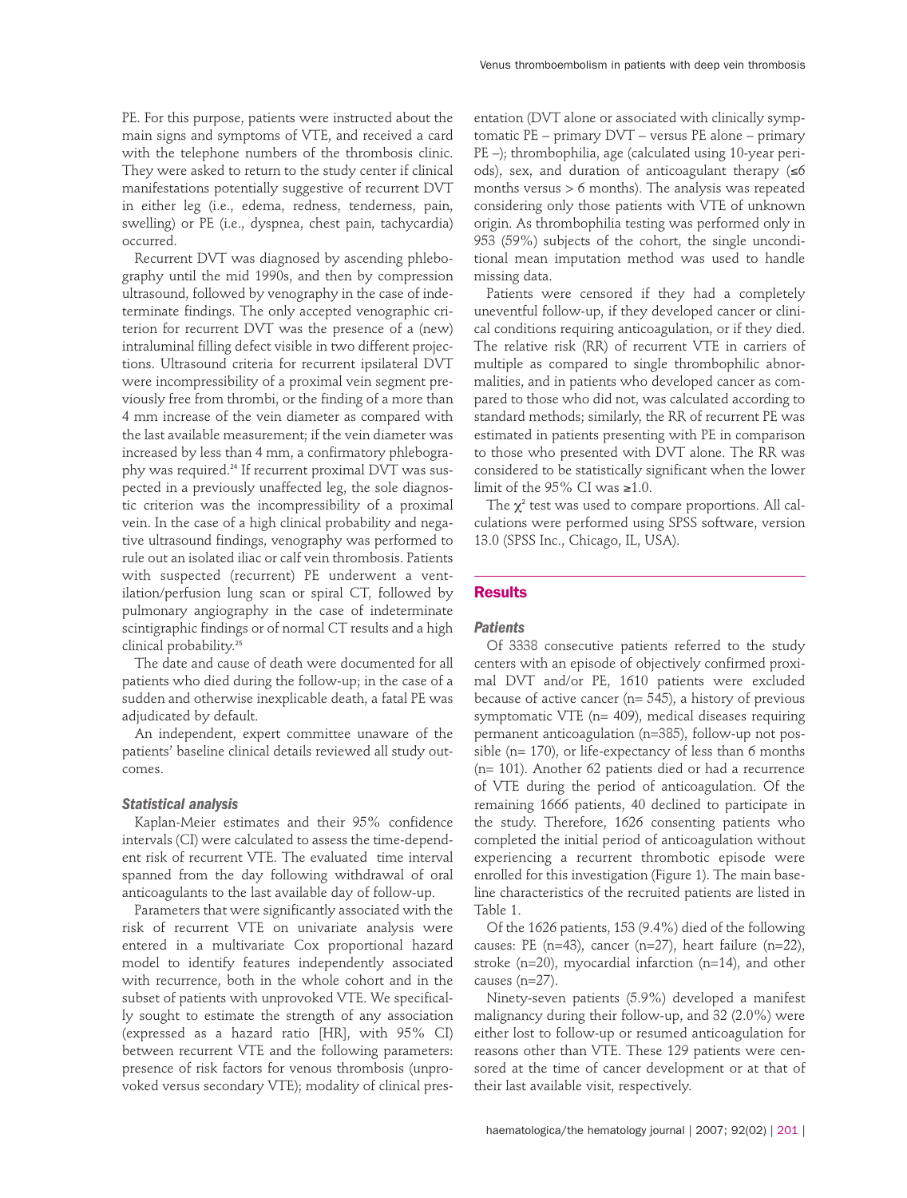PE. For this purpose, patients were instructed about the main signs and symptoms of VTE, and received a card with the telephone numbers of the thrombosis clinic. They were asked to return to the study center if clinical manifestations potentially suggestive of recurrent DVT in either leg (i.e., edema, redness, tenderness, pain, swelling) or PE (i.e., dyspnea, chest pain, tachycardia) occurred.

Recurrent DVT was diagnosed by ascending phlebography until the mid 1990s, and then by compression ultrasound, followed by venography in the case of indeterminate findings. The only accepted venographic criterion for recurrent DVT was the presence of a (new) intraluminal filling defect visible in two different projections. Ultrasound criteria for recurrent ipsilateral DVT were incompressibility of a proximal vein segment previously free from thrombi, or the finding of a more than 4 mm increase of the vein diameter as compared with the last available measurement; if the vein diameter was increased by less than 4 mm, a confirmatory phlebography was required.[24] If recurrent proximal DVT was suspected in a previously unaffected leg, the sole diagnostic criterion was the incompressibility of a proximal vein. In the case of a high clinical probability and negative ultrasound findings, venography was performed to rule out an isolated iliac or calf vein thrombosis. Patients with suspected (recurrent) PE underwent a ventilation/perfusion lung scan or spiral CT, followed by pulmonary angiography in the case of indeterminate scintigraphic findings or of normal CT results and a high clinical probability.[25]

The date and cause of death were documented for all patients who died during the follow-up; in the case of a sudden and otherwise inexplicable death, a fatal PE was adjudicated by default.

An independent, expert committee unaware of the patients' baseline clinical details reviewed all study outcomes.

### Statistical analysis

Kaplan-Meier estimates and their 95% confidence intervals (CI) were calculated to assess the time-dependent risk of recurrent VTE. The evaluated time interval spanned from the day following withdrawal of oral anticoagulants to the last available day of follow-up.

Parameters that were significantly associated with the risk of recurrent VTE on univariate analysis were entered in a multivariate Cox proportional hazard model to identify features independently associated with recurrence, both in the whole cohort and in the subset of patients with unprovoked VTE. We specifically sought to estimate the strength of any association (expressed as a hazard ratio [HR], with 95% CI) between recurrent VTE and the following parameters: presence of risk factors for venous thrombosis (unprovoked versus secondary VTE); modality of clinical presentation (DVT alone or associated with clinically symptomatic PE – primary DVT – versus PE alone – primary PE –); thrombophilia, age (calculated using 10-year periods), sex, and duration of anticoagulant therapy (≤6 months versus > 6 months). The analysis was repeated considering only those patients with VTE of unknown origin. As thrombophilia testing was performed only in 953 (59%) subjects of the cohort, the single unconditional mean imputation method was used to handle missing data.

Patients were censored if they had a completely uneventful follow-up, if they developed cancer or clinical conditions requiring anticoagulation, or if they died. The relative risk (RR) of recurrent VTE in carriers of multiple as compared to single thrombophilic abnormalities, and in patients who developed cancer as compared to those who did not, was calculated according to standard methods; similarly, the RR of recurrent PE was estimated in patients presenting with PE in comparison to those who presented with DVT alone. The RR was considered to be statistically significant when the lower limit of the 95% CI was ≥1.0.

The $\chi^2$ test was used to compare proportions. All calculations were performed using SPSS software, version 13.0 (SPSS Inc., Chicago, IL, USA).

## Results

### Patients

Of 3338 consecutive patients referred to the study centers with an episode of objectively confirmed proximal DVT and/or PE, 1610 patients were excluded because of active cancer (n= 545), a history of previous symptomatic VTE (n= 409), medical diseases requiring permanent anticoagulation (n=385), follow-up not possible (n= 170), or life-expectancy of less than 6 months (n= 101). Another 62 patients died or had a recurrence of VTE during the period of anticoagulation. Of the remaining 1666 patients, 40 declined to participate in the study. Therefore, 1626 consenting patients who completed the initial period of anticoagulation without experiencing a recurrent thrombotic episode were enrolled for this investigation (Figure 1). The main baseline characteristics of the recruited patients are listed in Table 1.

Of the 1626 patients, 153 (9.4%) died of the following causes: PE (n=43), cancer (n=27), heart failure (n=22), stroke (n=20), myocardial infarction (n=14), and other causes (n=27).

Ninety-seven patients (5.9%) developed a manifest malignancy during their follow-up, and 32 (2.0%) were either lost to follow-up or resumed anticoagulation for reasons other than VTE. These 129 patients were censored at the time of cancer development or at that of their last available visit, respectively.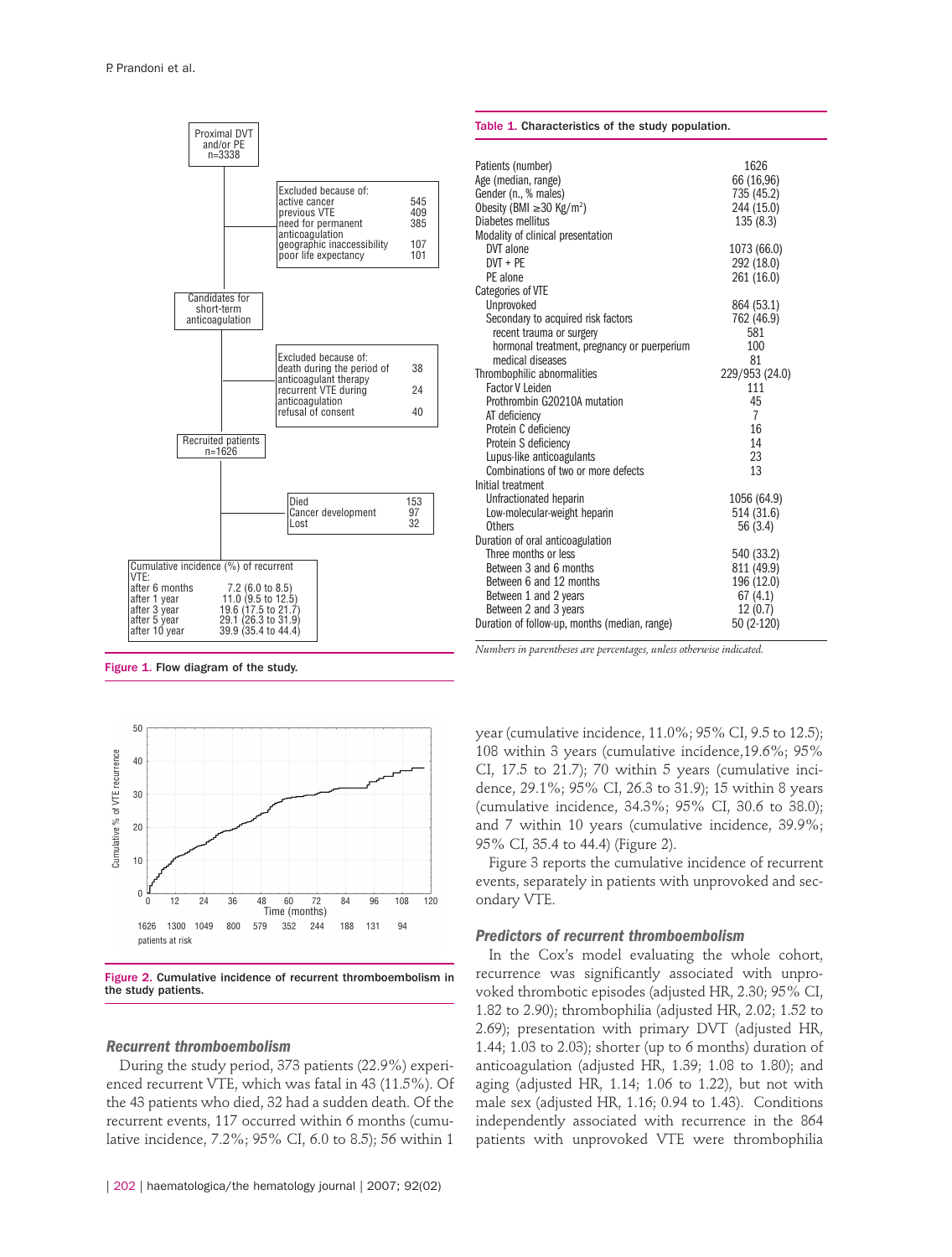Proximal DVT and/or PE
n=3338

| Excluded because of: | |
|---|---|
| active cancer | 545 |
| previous VTE | 409 |
| need for permanent anticoagulation | 385 |
| geographic inaccessibility | 107 |
| poor life expectancy | 101 |

Candidates for short-term anticoagulation

| Excluded because of: | |
|---|---|
| death during the period of anticoagulant therapy | 38 |
| recurrent VTE during anticoagulation | 24 |
| refusal of consent | 40 |

Recruited patients
n=1626

| | |
|---|---|
| Died | 153 |
| Cancer development | 97 |
| Lost | 32 |

| Cumulative incidence (%) of recurrent VTE: | |
|---|---|
| after 6 months | 7.2 (6.0 to 8.5) |
| after 1 year | 11.0 (9.5 to 12.5) |
| after 3 year | 19.6 (17.5 to 21.7) |
| after 5 year | 29.1 (26.3 to 31.9) |
| after 10 year | 39.9 (35.4 to 44.4) |

**Figure 1.** Flow diagram of the study.

**Table 1.** Characteristics of the study population.

| | |
|---|---|
| Patients (number) | 1626 |
| Age (median, range) | 66 (16,96) |
| Gender (n., % males) | 735 (45.2) |
| Obesity (BMI ≥30 Kg/m²) | 244 (15.0) |
| Diabetes mellitus | 135 (8.3) |
| Modality of clinical presentation | |
| DVT alone | 1073 (66.0) |
| DVT + PE | 292 (18.0) |
| PE alone | 261 (16.0) |
| Categories of VTE | |
| Unprovoked | 864 (53.1) |
| Secondary to acquired risk factors | 762 (46.9) |
| recent trauma or surgery | 581 |
| hormonal treatment, pregnancy or puerperium | 100 |
| medical diseases | 81 |
| Thrombophilic abnormalities | 229/953 (24.0) |
| Factor V Leiden | 111 |
| Prothrombin G20210A mutation | 45 |
| AT deficiency | 7 |
| Protein C deficiency | 16 |
| Protein S deficiency | 14 |
| Lupus-like anticoagulants | 23 |
| Combinations of two or more defects | 13 |
| Initial treatment | |
| Unfractionated heparin | 1056 (64.9) |
| Low-molecular-weight heparin | 514 (31.6) |
| Others | 56 (3.4) |
| Duration of oral anticoagulation | |
| Three months or less | 540 (33.2) |
| Between 3 and 6 months | 811 (49.9) |
| Between 6 and 12 months | 196 (12.0) |
| Between 1 and 2 years | 67 (4.1) |
| Between 2 and 3 years | 12 (0.7) |
| Duration of follow-up, months (median, range) | 50 (2-120) |

*Numbers in parentheses are percentages, unless otherwise indicated.*

| Time (months) | 0 | 12 | 24 | 36 | 48 | 60 | 72 | 84 | 96 | 108 |
|---|---|---|---|---|---|---|---|---|---|---|
| patients at risk | 1626 | 1300 | 1049 | 800 | 579 | 352 | 244 | 188 | 131 | 94 |

**Figure 2.** Cumulative incidence of recurrent thromboembolism in the study patients.

### Recurrent thromboembolism

During the study period, 373 patients (22.9%) experienced recurrent VTE, which was fatal in 43 (11.5%). Of the 43 patients who died, 32 had a sudden death. Of the recurrent events, 117 occurred within 6 months (cumulative incidence, 7.2%; 95% CI, 6.0 to 8.5); 56 within 1 year (cumulative incidence, 11.0%; 95% CI, 9.5 to 12.5); 108 within 3 years (cumulative incidence,19.6%; 95% CI, 17.5 to 21.7); 70 within 5 years (cumulative incidence, 29.1%; 95% CI, 26.3 to 31.9); 15 within 8 years (cumulative incidence, 34.3%; 95% CI, 30.6 to 38.0); and 7 within 10 years (cumulative incidence, 39.9%; 95% CI, 35.4 to 44.4) (Figure 2).

Figure 3 reports the cumulative incidence of recurrent events, separately in patients with unprovoked and secondary VTE.

### Predictors of recurrent thromboembolism

In the Cox's model evaluating the whole cohort, recurrence was significantly associated with unprovoked thrombotic episodes (adjusted HR, 2.30; 95% CI, 1.82 to 2.90); thrombophilia (adjusted HR, 2.02; 1.52 to 2.69); presentation with primary DVT (adjusted HR, 1.44; 1.03 to 2.03); shorter (up to 6 months) duration of anticoagulation (adjusted HR, 1.39; 1.08 to 1.80); and aging (adjusted HR, 1.14; 1.06 to 1.22), but not with male sex (adjusted HR, 1.16; 0.94 to 1.43). Conditions independently associated with recurrence in the 864 patients with unprovoked VTE were thrombophilia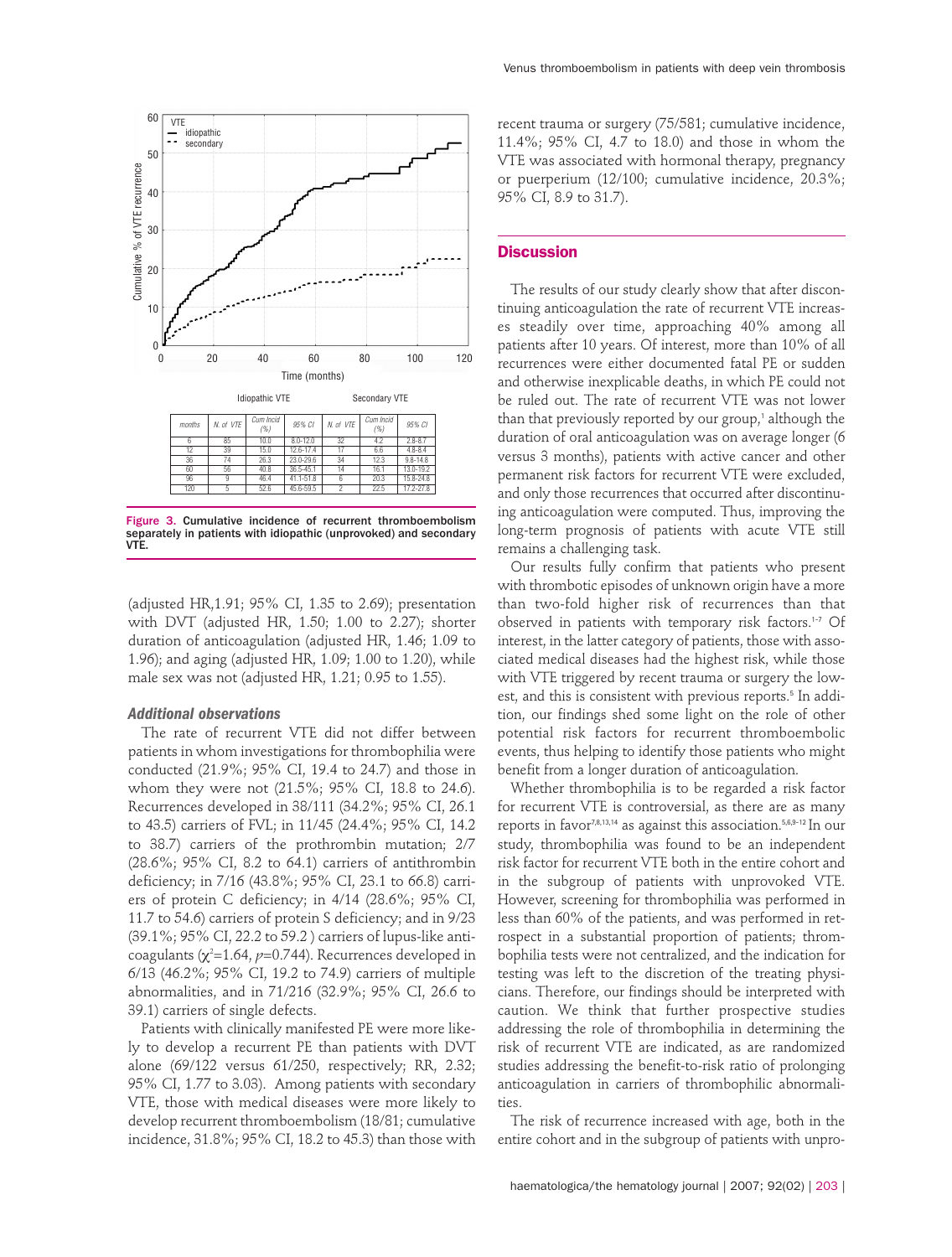| | Idiopathic VTE | | | Secondary VTE | | |
|---|---|---|---|---|---|---|
| months | N. of VTE | Cum Incid (%) | 95% CI | N. of VTE | Cum Incid (%) | 95% CI |
| 6 | 85 | 10.0 | 8.0-12.0 | 32 | 4.2 | 2.8-8.7 |
| 12 | 39 | 15.0 | 12.6-17.4 | 17 | 6.6 | 4.8-8.4 |
| 36 | 74 | 26.3 | 23.0-29.6 | 34 | 12.3 | 9.8-14.8 |
| 60 | 56 | 40.8 | 36.5-45.1 | 14 | 16.1 | 13.0-19.2 |
| 96 | 9 | 46.4 | 41.1-51.8 | 6 | 20.3 | 15.8-24.8 |
| 120 | 5 | 52.6 | 45.6-59.5 | 2 | 22.5 | 17.2-27.8 |

**Figure 3. Cumulative incidence of recurrent thromboembolism separately in patients with idiopathic (unprovoked) and secondary VTE.**

(adjusted HR,1.91; 95% CI, 1.35 to 2.69); presentation with DVT (adjusted HR, 1.50; 1.00 to 2.27); shorter duration of anticoagulation (adjusted HR, 1.46; 1.09 to 1.96); and aging (adjusted HR, 1.09; 1.00 to 1.20), while male sex was not (adjusted HR, 1.21; 0.95 to 1.55).

### *Additional observations*

The rate of recurrent VTE did not differ between patients in whom investigations for thrombophilia were conducted (21.9%; 95% CI, 19.4 to 24.7) and those in whom they were not (21.5%; 95% CI, 18.8 to 24.6). Recurrences developed in 38/111 (34.2%; 95% CI, 26.1 to 43.5) carriers of FVL; in 11/45 (24.4%; 95% CI, 14.2 to 38.7) carriers of the prothrombin mutation; 2/7 (28.6%; 95% CI, 8.2 to 64.1) carriers of antithrombin deficiency; in 7/16 (43.8%; 95% CI, 23.1 to 66.8) carriers of protein C deficiency; in 4/14 (28.6%; 95% CI, 11.7 to 54.6) carriers of protein S deficiency; and in 9/23 (39.1%; 95% CI, 22.2 to 59.2 ) carriers of lupus-like anticoagulants ($\chi^2$=1.64, $p$=0.744). Recurrences developed in 6/13 (46.2%; 95% CI, 19.2 to 74.9) carriers of multiple abnormalities, and in 71/216 (32.9%; 95% CI, 26.6 to 39.1) carriers of single defects.

Patients with clinically manifested PE were more likely to develop a recurrent PE than patients with DVT alone (69/122 versus 61/250, respectively; RR, 2.32; 95% CI, 1.77 to 3.03). Among patients with secondary VTE, those with medical diseases were more likely to develop recurrent thromboembolism (18/81; cumulative incidence, 31.8%; 95% CI, 18.2 to 45.3) than those with recent trauma or surgery (75/581; cumulative incidence, 11.4%; 95% CI, 4.7 to 18.0) and those in whom the VTE was associated with hormonal therapy, pregnancy or puerperium (12/100; cumulative incidence, 20.3%; 95% CI, 8.9 to 31.7).

## Discussion

The results of our study clearly show that after discontinuing anticoagulation the rate of recurrent VTE increases steadily over time, approaching 40% among all patients after 10 years. Of interest, more than 10% of all recurrences were either documented fatal PE or sudden and otherwise inexplicable deaths, in which PE could not be ruled out. The rate of recurrent VTE was not lower than that previously reported by our group,[1] although the duration of oral anticoagulation was on average longer (6 versus 3 months), patients with active cancer and other permanent risk factors for recurrent VTE were excluded, and only those recurrences that occurred after discontinuing anticoagulation were computed. Thus, improving the long-term prognosis of patients with acute VTE still remains a challenging task.

Our results fully confirm that patients who present with thrombotic episodes of unknown origin have a more than two-fold higher risk of recurrences than that observed in patients with temporary risk factors.[1-7] Of interest, in the latter category of patients, those with associated medical diseases had the highest risk, while those with VTE triggered by recent trauma or surgery the lowest, and this is consistent with previous reports.[5] In addition, our findings shed some light on the role of other potential risk factors for recurrent thromboembolic events, thus helping to identify those patients who might benefit from a longer duration of anticoagulation.

Whether thrombophilia is to be regarded a risk factor for recurrent VTE is controversial, as there are as many reports in favor[7,8,13,14] as against this association.[5,6,9-12] In our study, thrombophilia was found to be an independent risk factor for recurrent VTE both in the entire cohort and in the subgroup of patients with unprovoked VTE. However, screening for thrombophilia was performed in less than 60% of the patients, and was performed in retrospect in a substantial proportion of patients; thrombophilia tests were not centralized, and the indication for testing was left to the discretion of the treating physicians. Therefore, our findings should be interpreted with caution. We think that further prospective studies addressing the role of thrombophilia in determining the risk of recurrent VTE are indicated, as are randomized studies addressing the benefit-to-risk ratio of prolonging anticoagulation in carriers of thrombophilic abnormalities.

The risk of recurrence increased with age, both in the entire cohort and in the subgroup of patients with unpro-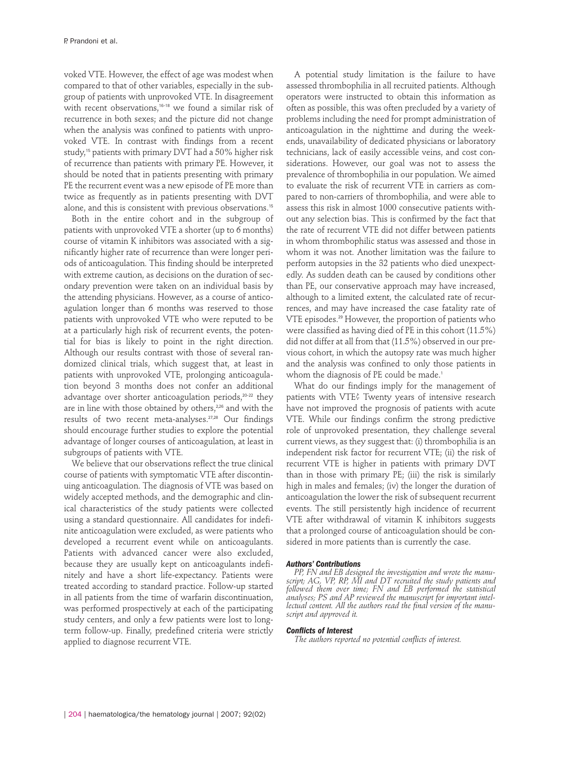voked VTE. However, the effect of age was modest when compared to that of other variables, especially in the subgroup of patients with unprovoked VTE. In disagreement with recent observations,[16-18] we found a similar risk of recurrence in both sexes; and the picture did not change when the analysis was confined to patients with unprovoked VTE. In contrast with findings from a recent study,[15] patients with primary DVT had a 50% higher risk of recurrence than patients with primary PE. However, it should be noted that in patients presenting with primary PE the recurrent event was a new episode of PE more than twice as frequently as in patients presenting with DVT alone, and this is consistent with previous observations.[15]

Both in the entire cohort and in the subgroup of patients with unprovoked VTE a shorter (up to 6 months) course of vitamin K inhibitors was associated with a significantly higher rate of recurrence than were longer periods of anticoagulation. This finding should be interpreted with extreme caution, as decisions on the duration of secondary prevention were taken on an individual basis by the attending physicians. However, as a course of anticoagulation longer than 6 months was reserved to those patients with unprovoked VTE who were reputed to be at a particularly high risk of recurrent events, the potential for bias is likely to point in the right direction. Although our results contrast with those of several randomized clinical trials, which suggest that, at least in patients with unprovoked VTE, prolonging anticoagulation beyond 3 months does not confer an additional advantage over shorter anticoagulation periods,[20-22] they are in line with those obtained by others,[2,26] and with the results of two recent meta-analyses.[27,28] Our findings should encourage further studies to explore the potential advantage of longer courses of anticoagulation, at least in subgroups of patients with VTE.

We believe that our observations reflect the true clinical course of patients with symptomatic VTE after discontinuing anticoagulation. The diagnosis of VTE was based on widely accepted methods, and the demographic and clinical characteristics of the study patients were collected using a standard questionnaire. All candidates for indefinite anticoagulation were excluded, as were patients who developed a recurrent event while on anticoagulants. Patients with advanced cancer were also excluded, because they are usually kept on anticoagulants indefinitely and have a short life-expectancy. Patients were treated according to standard practice. Follow-up started in all patients from the time of warfarin discontinuation, was performed prospectively at each of the participating study centers, and only a few patients were lost to long-term follow-up. Finally, predefined criteria were strictly applied to diagnose recurrent VTE.

A potential study limitation is the failure to have assessed thrombophilia in all recruited patients. Although operators were instructed to obtain this information as often as possible, this was often precluded by a variety of problems including the need for prompt administration of anticoagulation in the nighttime and during the weekends, unavailability of dedicated physicians or laboratory technicians, lack of easily accessible veins, and cost considerations. However, our goal was not to assess the prevalence of thrombophilia in our population. We aimed to evaluate the risk of recurrent VTE in carriers as compared to non-carriers of thrombophilia, and were able to assess this risk in almost 1000 consecutive patients without any selection bias. This is confirmed by the fact that the rate of recurrent VTE did not differ between patients in whom thrombophilic status was assessed and those in whom it was not. Another limitation was the failure to perform autopsies in the 32 patients who died unexpectedly. As sudden death can be caused by conditions other than PE, our conservative approach may have increased, although to a limited extent, the calculated rate of recurrences, and may have increased the case fatality rate of VTE episodes.[29] However, the proportion of patients who were classified as having died of PE in this cohort (11.5%) did not differ at all from that (11.5%) observed in our previous cohort, in which the autopsy rate was much higher and the analysis was confined to only those patients in whom the diagnosis of PE could be made.[1]

What do our findings imply for the management of patients with VTE? Twenty years of intensive research have not improved the prognosis of patients with acute VTE. While our findings confirm the strong predictive role of unprovoked presentation, they challenge several current views, as they suggest that: (i) thrombophilia is an independent risk factor for recurrent VTE; (ii) the risk of recurrent VTE is higher in patients with primary DVT than in those with primary PE; (iii) the risk is similarly high in males and females; (iv) the longer the duration of anticoagulation the lower the risk of subsequent recurrent events. The still persistently high incidence of recurrent VTE after withdrawal of vitamin K inhibitors suggests that a prolonged course of anticoagulation should be considered in more patients than is currently the case.

#### Authors' Contributions

*PP, FN and EB designed the investigation and wrote the manuscript; AG, VP, RP, MI and DT recruited the study patients and followed them over time; FN and EB performed the statistical analyses; PS and AP reviewed the manuscript for important intellectual content. All the authors read the final version of the manuscript and approved it.*

#### Conflicts of Interest

*The authors reported no potential conflicts of interest.*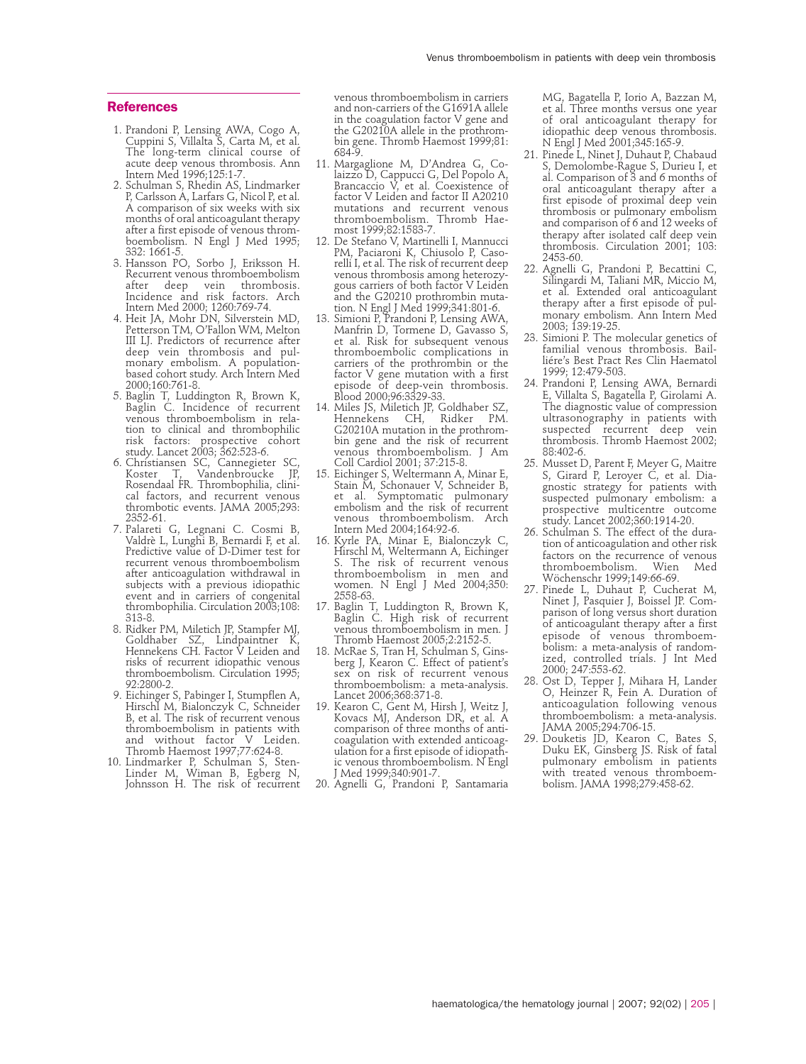## References

1. Prandoni P, Lensing AWA, Cogo A, Cuppini S, Villalta S, Carta M, et al. The long-term clinical course of acute deep venous thrombosis. Ann Intern Med 1996;125:1-7.
2. Schulman S, Rhedin AS, Lindmarker P, Carlsson A, Larfars G, Nicol P, et al. A comparison of six weeks with six months of oral anticoagulant therapy after a first episode of venous thromboembolism. N Engl J Med 1995; 332: 1661-5.
3. Hansson PO, Sorbo J, Eriksson H. Recurrent venous thromboembolism after deep vein thrombosis. Incidence and risk factors. Arch Intern Med 2000; 1260:769-74.
4. Heit JA, Mohr DN, Silverstein MD, Petterson TM, O'Fallon WM, Melton III LJ. Predictors of recurrence after deep vein thrombosis and pulmonary embolism. A population-based cohort study. Arch Intern Med 2000;160:761-8.
5. Baglin T, Luddington R, Brown K, Baglin C. Incidence of recurrent venous thromboembolism in relation to clinical and thrombophilic risk factors: prospective cohort study. Lancet 2003; 362:523-6.
6. Christiansen SC, Cannegieter SC, Koster T, Vandenbroucke JP, Rosendaal FR. Thrombophilia, clinical factors, and recurrent venous thrombotic events. JAMA 2005;293: 2352-61.
7. Palareti G, Legnani C. Cosmi B, Valdrè L, Lunghi B, Bernardi F, et al. Predictive value of D-Dimer test for recurrent venous thromboembolism after anticoagulation withdrawal in subjects with a previous idiopathic event and in carriers of congenital thrombophilia. Circulation 2003;108: 313-8.
8. Ridker PM, Miletich JP, Stampfer MJ, Goldhaber SZ, Lindpaintner K, Hennekens CH. Factor V Leiden and risks of recurrent idiopathic venous thromboembolism. Circulation 1995; 92:2800-2.
9. Eichinger S, Pabinger I, Stumpflen A, Hirschl M, Bialonczyk C, Schneider B, et al. The risk of recurrent venous thromboembolism in patients with and without factor V Leiden. Thromb Haemost 1997;77:624-8.
10. Lindmarker P, Schulman S, Sten-Linder M, Wiman B, Egberg N, Johnsson H. The risk of recurrent venous thromboembolism in carriers and non-carriers of the G1691A allele in the coagulation factor V gene and the G20210A allele in the prothrombin gene. Thromb Haemost 1999;81: 684-9.
11. Margaglione M, D'Andrea G, Colaizzo D, Cappucci G, Del Popolo A, Brancaccio V, et al. Coexistence of factor V Leiden and factor II A20210 mutations and recurrent venous thromboembolism. Thromb Haemost 1999;82:1583-7.
12. De Stefano V, Martinelli I, Mannucci PM, Paciaroni K, Chiusolo P, Casorelli I, et al. The risk of recurrent deep venous thrombosis among heterozygous carriers of both factor V Leiden and the G20210 prothrombin mutation. N Engl J Med 1999;341:801-6.
13. Simioni P, Prandoni P, Lensing AWA, Manfrin D, Tormene D, Gavasso S, et al. Risk for subsequent venous thromboembolic complications in carriers of the prothrombin or the factor V gene mutation with a first episode of deep-vein thrombosis. Blood 2000;96:3329-33.
14. Miles JS, Miletich JP, Goldhaber SZ, Hennekens CH, Ridker PM. G20210A mutation in the prothrombin gene and the risk of recurrent venous thromboembolism. J Am Coll Cardiol 2001; 37:215-8.
15. Eichinger S, Weltermann A, Minar E, Stain M, Schonauer V, Schneider B, et al. Symptomatic pulmonary embolism and the risk of recurrent venous thromboembolism. Arch Intern Med 2004;164:92-6.
16. Kyrle PA, Minar E, Bialonczyk C, Hirschl M, Weltermann A, Eichinger S. The risk of recurrent venous thromboembolism in men and women. N Engl J Med 2004;350: 2558-63.
17. Baglin T, Luddington R, Brown K, Baglin C. High risk of recurrent venous thromboembolism in men. J Thromb Haemost 2005;2:2152-5.
18. McRae S, Tran H, Schulman S, Ginsberg J, Kearon C. Effect of patient's sex on risk of recurrent venous thromboembolism: a meta-analysis. Lancet 2006;368:371-8.
19. Kearon C, Gent M, Hirsh J, Weitz J, Kovacs MJ, Anderson DR, et al. A comparison of three months of anticoagulation with extended anticoagulation for a first episode of idiopathic venous thromboembolism. N Engl J Med 1999;340:901-7.
20. Agnelli G, Prandoni P, Santamaria MG, Bagatella P, Iorio A, Bazzan M, et al. Three months versus one year of oral anticoagulant therapy for idiopathic deep venous thrombosis. N Engl J Med 2001;345:165-9.
21. Pinede L, Ninet J, Duhaut P, Chabaud S, Demolombe-Rague S, Durieu I, et al. Comparison of 3 and 6 months of oral anticoagulant therapy after a first episode of proximal deep vein thrombosis or pulmonary embolism and comparison of 6 and 12 weeks of therapy after isolated calf deep vein thrombosis. Circulation 2001; 103: 2453-60.
22. Agnelli G, Prandoni P, Becattini C, Silingardi M, Taliani MR, Miccio M, et al. Extended oral anticoagulant therapy after a first episode of pulmonary embolism. Ann Intern Med 2003; 139:19-25.
23. Simioni P. The molecular genetics of familial venous thrombosis. Bailliére's Best Pract Res Clin Haematol 1999; 12:479-503.
24. Prandoni P, Lensing AWA, Bernardi E, Villalta S, Bagatella P, Girolami A. The diagnostic value of compression ultrasonography in patients with suspected recurrent deep vein thrombosis. Thromb Haemost 2002; 88:402-6.
25. Musset D, Parent F, Meyer G, Maitre S, Girard P, Leroyer C, et al. Diagnostic strategy for patients with suspected pulmonary embolism: a prospective multicentre outcome study. Lancet 2002;360:1914-20.
26. Schulman S. The effect of the duration of anticoagulation and other risk factors on the recurrence of venous thromboembolism. Wien Med Wöchenschr 1999;149:66-69.
27. Pinede L, Duhaut P, Cucherat M, Ninet J, Pasquier J, Boissel JP. Comparison of long versus short duration of anticoagulant therapy after a first episode of venous thromboembolism: a meta-analysis of randomized, controlled trials. J Int Med 2000; 247:553-62.
28. Ost D, Tepper J, Mihara H, Lander O, Heinzer R, Fein A. Duration of anticoagulation following venous thromboembolism: a meta-analysis. JAMA 2005;294:706-15.
29. Douketis JD, Kearon C, Bates S, Duku EK, Ginsberg JS. Risk of fatal pulmonary embolism in patients with treated venous thromboembolism. JAMA 1998;279:458-62.